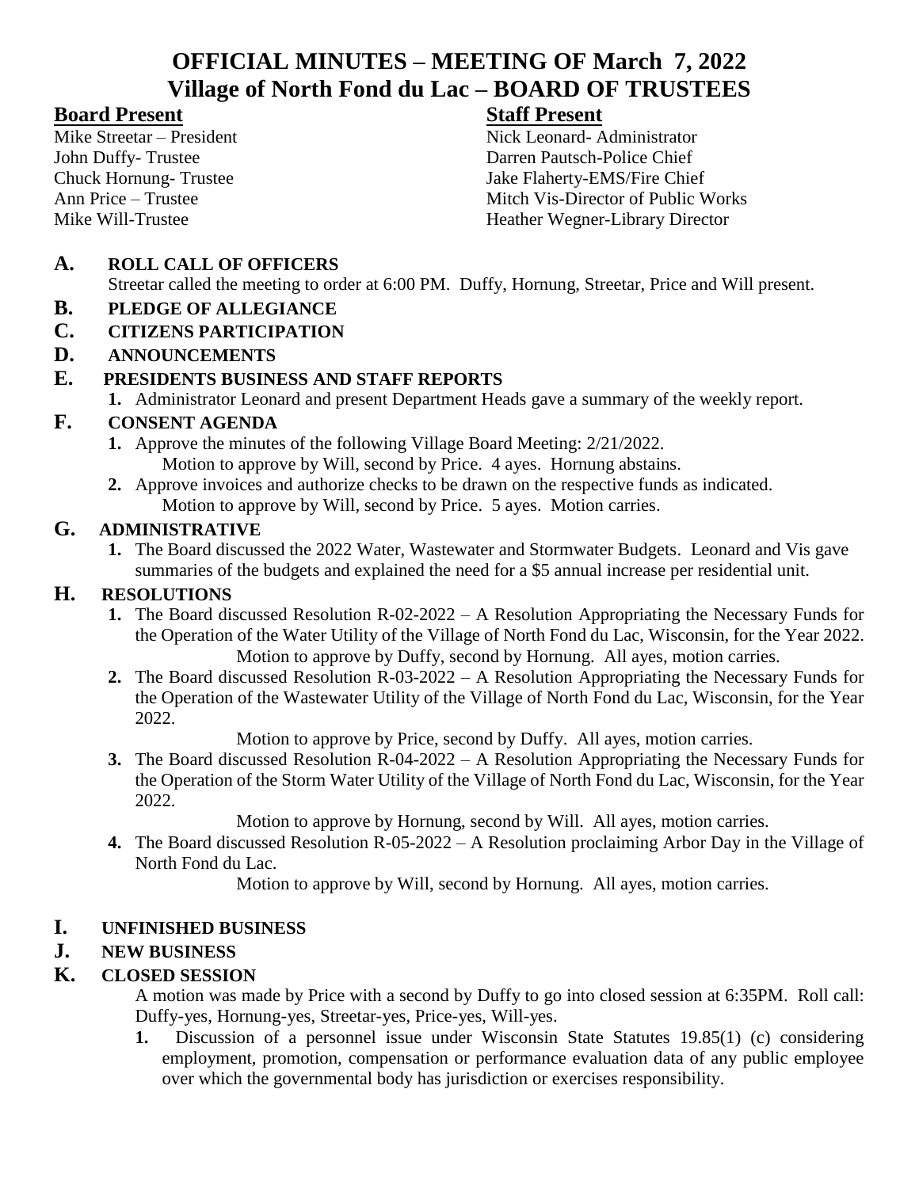# OFFICIAL MINUTES – MEETING OF March 7, 2022
# Village of North Fond du Lac – BOARD OF TRUSTEES

## Board Present

Mike Streetar – President
John Duffy- Trustee
Chuck Hornung- Trustee
Ann Price – Trustee
Mike Will-Trustee

## Staff Present

Nick Leonard- Administrator
Darren Pautsch-Police Chief
Jake Flaherty-EMS/Fire Chief
Mitch Vis-Director of Public Works
Heather Wegner-Library Director

## A. ROLL CALL OF OFFICERS

Streetar called the meeting to order at 6:00 PM. Duffy, Hornung, Streetar, Price and Will present.

## B. PLEDGE OF ALLEGIANCE

## C. CITIZENS PARTICIPATION

## D. ANNOUNCEMENTS

## E. PRESIDENTS BUSINESS AND STAFF REPORTS

1. Administrator Leonard and present Department Heads gave a summary of the weekly report.

## F. CONSENT AGENDA

1. Approve the minutes of the following Village Board Meeting: 2/21/2022.
   Motion to approve by Will, second by Price. 4 ayes. Hornung abstains.
2. Approve invoices and authorize checks to be drawn on the respective funds as indicated.
   Motion to approve by Will, second by Price. 5 ayes. Motion carries.

## G. ADMINISTRATIVE

1. The Board discussed the 2022 Water, Wastewater and Stormwater Budgets. Leonard and Vis gave summaries of the budgets and explained the need for a $5 annual increase per residential unit.

## H. RESOLUTIONS

1. The Board discussed Resolution R-02-2022 – A Resolution Appropriating the Necessary Funds for the Operation of the Water Utility of the Village of North Fond du Lac, Wisconsin, for the Year 2022.
   Motion to approve by Duffy, second by Hornung. All ayes, motion carries.
2. The Board discussed Resolution R-03-2022 – A Resolution Appropriating the Necessary Funds for the Operation of the Wastewater Utility of the Village of North Fond du Lac, Wisconsin, for the Year 2022.
   Motion to approve by Price, second by Duffy. All ayes, motion carries.
3. The Board discussed Resolution R-04-2022 – A Resolution Appropriating the Necessary Funds for the Operation of the Storm Water Utility of the Village of North Fond du Lac, Wisconsin, for the Year 2022.
   Motion to approve by Hornung, second by Will. All ayes, motion carries.
4. The Board discussed Resolution R-05-2022 – A Resolution proclaiming Arbor Day in the Village of North Fond du Lac.
   Motion to approve by Will, second by Hornung. All ayes, motion carries.

## I. UNFINISHED BUSINESS

## J. NEW BUSINESS

## K. CLOSED SESSION

A motion was made by Price with a second by Duffy to go into closed session at 6:35PM. Roll call: Duffy-yes, Hornung-yes, Streetar-yes, Price-yes, Will-yes.

1. Discussion of a personnel issue under Wisconsin State Statutes 19.85(1) (c) considering employment, promotion, compensation or performance evaluation data of any public employee over which the governmental body has jurisdiction or exercises responsibility.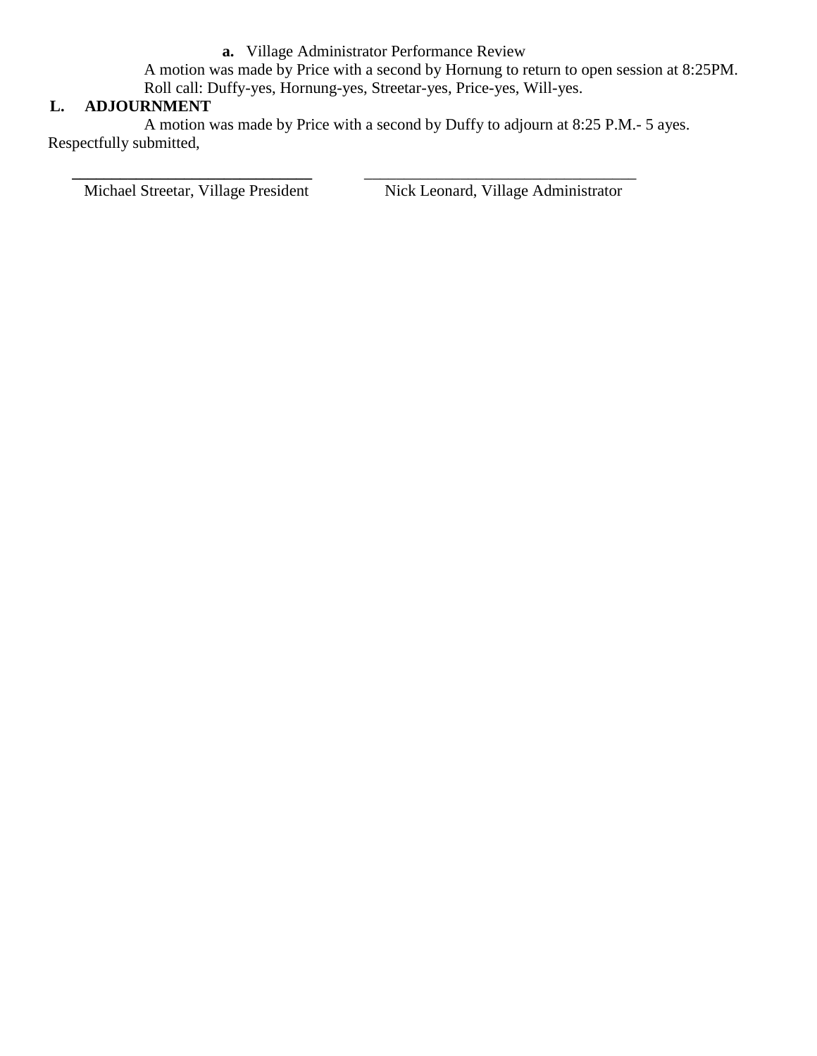**a.** Village Administrator Performance Review

A motion was made by Price with a second by Hornung to return to open session at 8:25PM. Roll call: Duffy-yes, Hornung-yes, Streetar-yes, Price-yes, Will-yes.

## L. ADJOURNMENT

A motion was made by Price with a second by Duffy to adjourn at 8:25 P.M.- 5 ayes.

Respectfully submitted,

| | |
|---|---|
| ______________________________ | ______________________________ |
| Michael Streetar, Village President | Nick Leonard, Village Administrator |